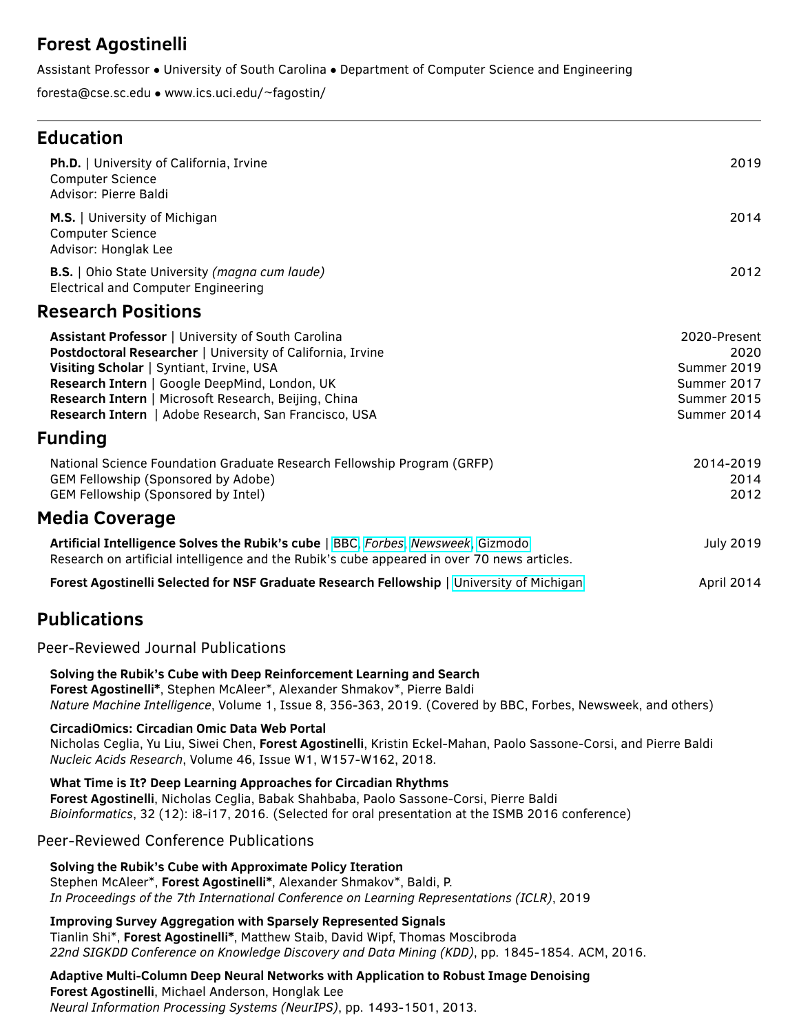# Forest Agostinelli

Assistant Professor • University of South Carolina • Department of Computer Science and Engineering

foresta@cse.sc.edu • www.ics.uci.edu/~fagostin/

## Education

**Ph.D.** | University of California, Irvine — 2019
Computer Science
Advisor: Pierre Baldi

**M.S.** | University of Michigan — 2014
Computer Science
Advisor: Honglak Lee

**B.S.** | Ohio State University *(magna cum laude)* — 2012
Electrical and Computer Engineering

## Research Positions

**Assistant Professor** | University of South Carolina — 2020-Present
**Postdoctoral Researcher** | University of California, Irvine — 2020
**Visiting Scholar** | Syntiant, Irvine, USA — Summer 2019
**Research Intern** | Google DeepMind, London, UK — Summer 2017
**Research Intern** | Microsoft Research, Beijing, China — Summer 2015
**Research Intern** | Adobe Research, San Francisco, USA — Summer 2014

## Funding

National Science Foundation Graduate Research Fellowship Program (GRFP) — 2014-2019
GEM Fellowship (Sponsored by Adobe) — 2014
GEM Fellowship (Sponsored by Intel) — 2012

## Media Coverage

**Artificial Intelligence Solves the Rubik's cube** | BBC, *Forbes*, *Newsweek*, Gizmodo — July 2019
Research on artificial intelligence and the Rubik's cube appeared in over 70 news articles.

**Forest Agostinelli Selected for NSF Graduate Research Fellowship** | University of Michigan — April 2014

## Publications

### Peer-Reviewed Journal Publications

**Solving the Rubik's Cube with Deep Reinforcement Learning and Search**
**Forest Agostinelli***, Stephen McAleer*, Alexander Shmakov*, Pierre Baldi
*Nature Machine Intelligence*, Volume 1, Issue 8, 356-363, 2019. (Covered by BBC, Forbes, Newsweek, and others)

**CircadiOmics: Circadian Omic Data Web Portal**
Nicholas Ceglia, Yu Liu, Siwei Chen, **Forest Agostinelli**, Kristin Eckel-Mahan, Paolo Sassone-Corsi, and Pierre Baldi
*Nucleic Acids Research*, Volume 46, Issue W1, W157-W162, 2018.

**What Time is It? Deep Learning Approaches for Circadian Rhythms**
**Forest Agostinelli**, Nicholas Ceglia, Babak Shahbaba, Paolo Sassone-Corsi, Pierre Baldi
*Bioinformatics*, 32 (12): i8-i17, 2016. (Selected for oral presentation at the ISMB 2016 conference)

### Peer-Reviewed Conference Publications

**Solving the Rubik's Cube with Approximate Policy Iteration**
Stephen McAleer*, **Forest Agostinelli***, Alexander Shmakov*, Baldi, P.
*In Proceedings of the 7th International Conference on Learning Representations (ICLR)*, 2019

**Improving Survey Aggregation with Sparsely Represented Signals**
Tianlin Shi*, **Forest Agostinelli***, Matthew Staib, David Wipf, Thomas Moscibroda
*22nd SIGKDD Conference on Knowledge Discovery and Data Mining (KDD)*, pp. 1845-1854. ACM, 2016.

**Adaptive Multi-Column Deep Neural Networks with Application to Robust Image Denoising**
**Forest Agostinelli**, Michael Anderson, Honglak Lee
*Neural Information Processing Systems (NeurIPS)*, pp. 1493-1501, 2013.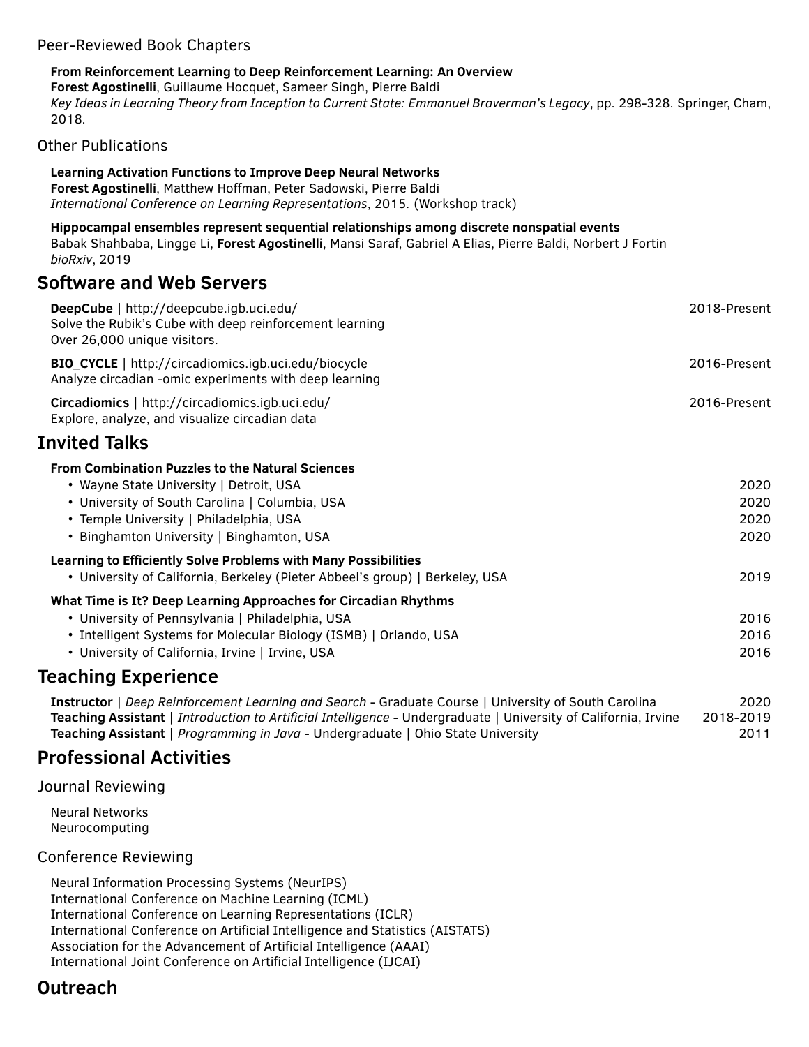### Peer-Reviewed Book Chapters

**From Reinforcement Learning to Deep Reinforcement Learning: An Overview**
**Forest Agostinelli**, Guillaume Hocquet, Sameer Singh, Pierre Baldi
*Key Ideas in Learning Theory from Inception to Current State: Emmanuel Braverman's Legacy*, pp. 298-328. Springer, Cham, 2018.

### Other Publications

**Learning Activation Functions to Improve Deep Neural Networks**
**Forest Agostinelli**, Matthew Hoffman, Peter Sadowski, Pierre Baldi
*International Conference on Learning Representations*, 2015. (Workshop track)

**Hippocampal ensembles represent sequential relationships among discrete nonspatial events**
Babak Shahbaba, Lingge Li, **Forest Agostinelli**, Mansi Saraf, Gabriel A Elias, Pierre Baldi, Norbert J Fortin
*bioRxiv*, 2019

## Software and Web Servers

**DeepCube** | http://deepcube.igb.uci.edu/ — 2018-Present
Solve the Rubik's Cube with deep reinforcement learning
Over 26,000 unique visitors.

**BIO_CYCLE** | http://circadiomics.igb.uci.edu/biocycle — 2016-Present
Analyze circadian -omic experiments with deep learning

**Circadiomics** | http://circadiomics.igb.uci.edu/ — 2016-Present
Explore, analyze, and visualize circadian data

## Invited Talks

**From Combination Puzzles to the Natural Sciences**
- Wayne State University | Detroit, USA — 2020
- University of South Carolina | Columbia, USA — 2020
- Temple University | Philadelphia, USA — 2020
- Binghamton University | Binghamton, USA — 2020

**Learning to Efficiently Solve Problems with Many Possibilities**
- University of California, Berkeley (Pieter Abbeel's group) | Berkeley, USA — 2019

**What Time is It? Deep Learning Approaches for Circadian Rhythms**
- University of Pennsylvania | Philadelphia, USA — 2016
- Intelligent Systems for Molecular Biology (ISMB) | Orlando, USA — 2016
- University of California, Irvine | Irvine, USA — 2016

## Teaching Experience

**Instructor** | *Deep Reinforcement Learning and Search* - Graduate Course | University of South Carolina — 2020
**Teaching Assistant** | *Introduction to Artificial Intelligence* - Undergraduate | University of California, Irvine — 2018-2019
**Teaching Assistant** | *Programming in Java* - Undergraduate | Ohio State University — 2011

## Professional Activities

### Journal Reviewing

Neural Networks
Neurocomputing

### Conference Reviewing

Neural Information Processing Systems (NeurIPS)
International Conference on Machine Learning (ICML)
International Conference on Learning Representations (ICLR)
International Conference on Artificial Intelligence and Statistics (AISTATS)
Association for the Advancement of Artificial Intelligence (AAAI)
International Joint Conference on Artificial Intelligence (IJCAI)

## Outreach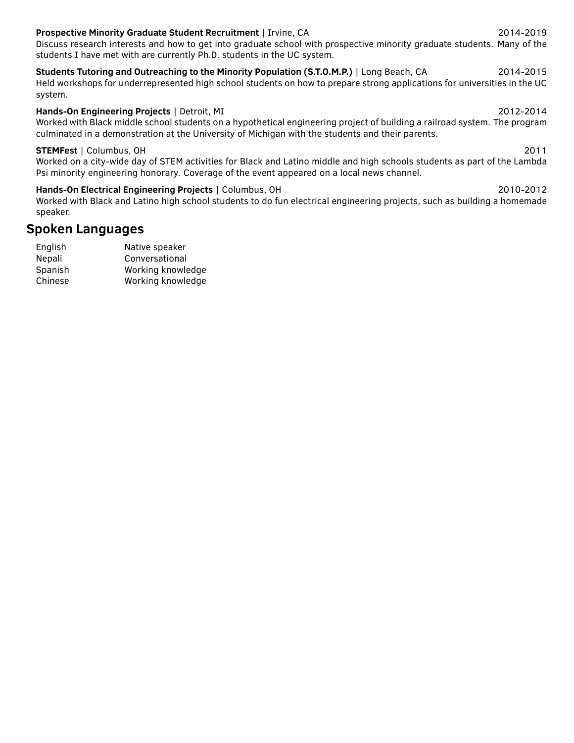**Prospective Minority Graduate Student Recruitment** | Irvine, CA 2014-2019

Discuss research interests and how to get into graduate school with prospective minority graduate students. Many of the students I have met with are currently Ph.D. students in the UC system.

**Students Tutoring and Outreaching to the Minority Population (S.T.O.M.P.)** | Long Beach, CA 2014-2015

Held workshops for underrepresented high school students on how to prepare strong applications for universities in the UC system.

**Hands-On Engineering Projects** | Detroit, MI 2012-2014

Worked with Black middle school students on a hypothetical engineering project of building a railroad system. The program culminated in a demonstration at the University of Michigan with the students and their parents.

**STEMFest** | Columbus, OH 2011

Worked on a city-wide day of STEM activities for Black and Latino middle and high schools students as part of the Lambda Psi minority engineering honorary. Coverage of the event appeared on a local news channel.

**Hands-On Electrical Engineering Projects** | Columbus, OH 2010-2012

Worked with Black and Latino high school students to do fun electrical engineering projects, such as building a homemade speaker.

## Spoken Languages

| | |
|---|---|
| English | Native speaker |
| Nepali | Conversational |
| Spanish | Working knowledge |
| Chinese | Working knowledge |